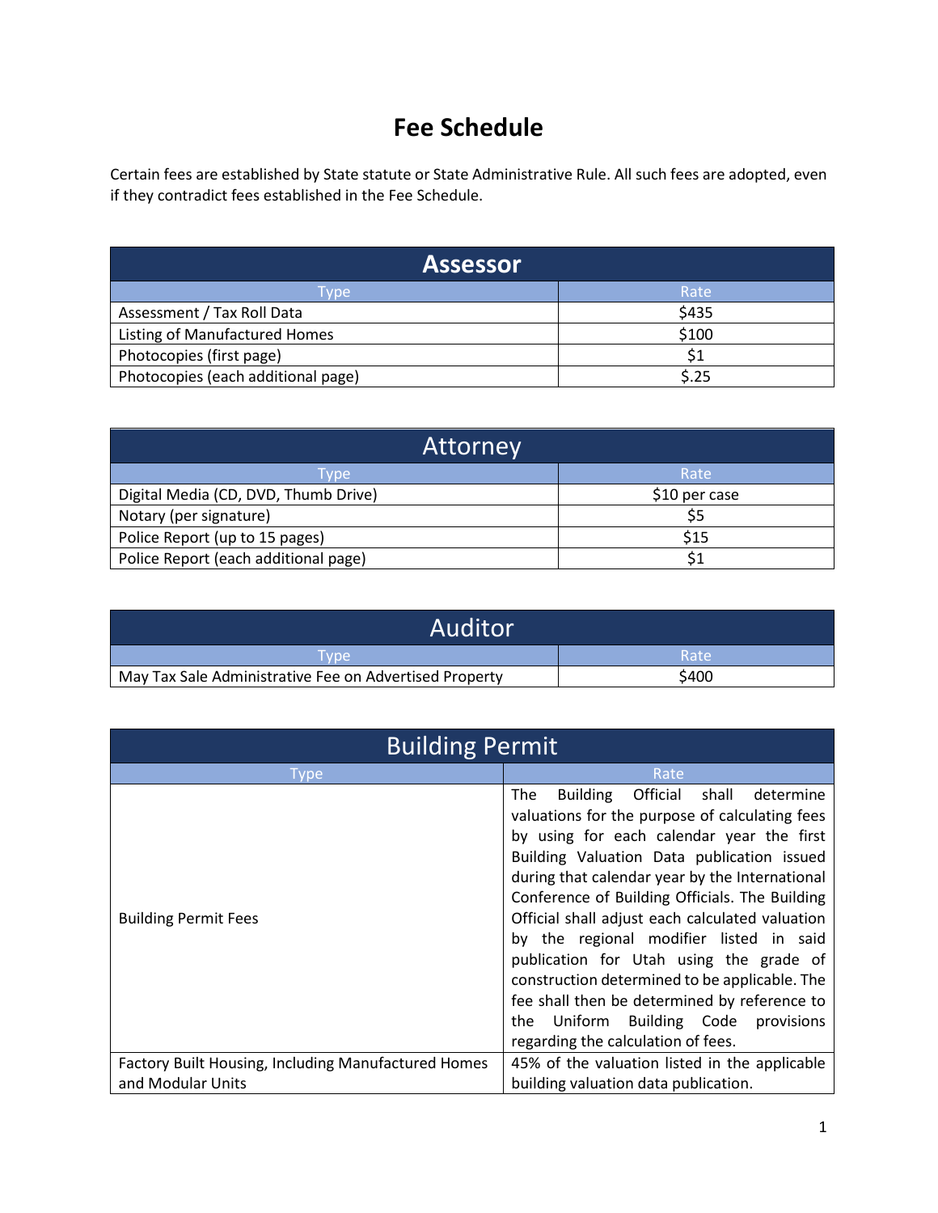# Fee Schedule

Certain fees are established by State statute or State Administrative Rule. All such fees are adopted, even if they contradict fees established in the Fee Schedule.

## Assessor

| Type | Rate |
|---|---|
| Assessment / Tax Roll Data | $435 |
| Listing of Manufactured Homes | $100 |
| Photocopies (first page) | $1 |
| Photocopies (each additional page) | $.25 |

## Attorney

| Type | Rate |
|---|---|
| Digital Media (CD, DVD, Thumb Drive) | $10 per case |
| Notary (per signature) | $5 |
| Police Report (up to 15 pages) | $15 |
| Police Report (each additional page) | $1 |

## Auditor

| Type | Rate |
|---|---|
| May Tax Sale Administrative Fee on Advertised Property | $400 |

## Building Permit

| Type | Rate |
|---|---|
| Building Permit Fees | The Building Official shall determine valuations for the purpose of calculating fees by using for each calendar year the first Building Valuation Data publication issued during that calendar year by the International Conference of Building Officials. The Building Official shall adjust each calculated valuation by the regional modifier listed in said publication for Utah using the grade of construction determined to be applicable. The fee shall then be determined by reference to the Uniform Building Code provisions regarding the calculation of fees. |
| Factory Built Housing, Including Manufactured Homes and Modular Units | 45% of the valuation listed in the applicable building valuation data publication. |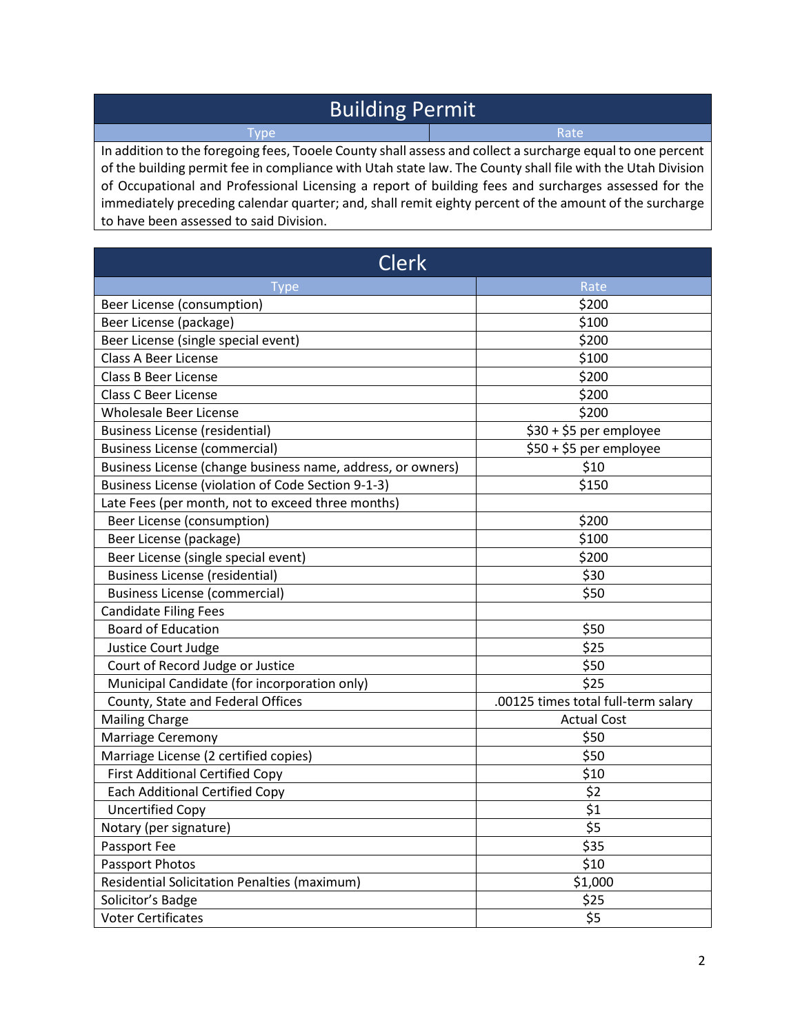## Building Permit

| Type | Rate |
|---|---|
| In addition to the foregoing fees, Tooele County shall assess and collect a surcharge equal to one percent of the building permit fee in compliance with Utah state law. The County shall file with the Utah Division of Occupational and Professional Licensing a report of building fees and surcharges assessed for the immediately preceding calendar quarter; and, shall remit eighty percent of the amount of the surcharge to have been assessed to said Division. | |

## Clerk

| Type | Rate |
|---|---|
| Beer License (consumption) | $200 |
| Beer License (package) | $100 |
| Beer License (single special event) | $200 |
| Class A Beer License | $100 |
| Class B Beer License | $200 |
| Class C Beer License | $200 |
| Wholesale Beer License | $200 |
| Business License (residential) | $30 + $5 per employee |
| Business License (commercial) | $50 + $5 per employee |
| Business License (change business name, address, or owners) | $10 |
| Business License (violation of Code Section 9-1-3) | $150 |
| Late Fees (per month, not to exceed three months) | |
| Beer License (consumption) | $200 |
| Beer License (package) | $100 |
| Beer License (single special event) | $200 |
| Business License (residential) | $30 |
| Business License (commercial) | $50 |
| Candidate Filing Fees | |
| Board of Education | $50 |
| Justice Court Judge | $25 |
| Court of Record Judge or Justice | $50 |
| Municipal Candidate (for incorporation only) | $25 |
| County, State and Federal Offices | .00125 times total full-term salary |
| Mailing Charge | Actual Cost |
| Marriage Ceremony | $50 |
| Marriage License (2 certified copies) | $50 |
| First Additional Certified Copy | $10 |
| Each Additional Certified Copy | $2 |
| Uncertified Copy | $1 |
| Notary (per signature) | $5 |
| Passport Fee | $35 |
| Passport Photos | $10 |
| Residential Solicitation Penalties (maximum) | $1,000 |
| Solicitor's Badge | $25 |
| Voter Certificates | $5 |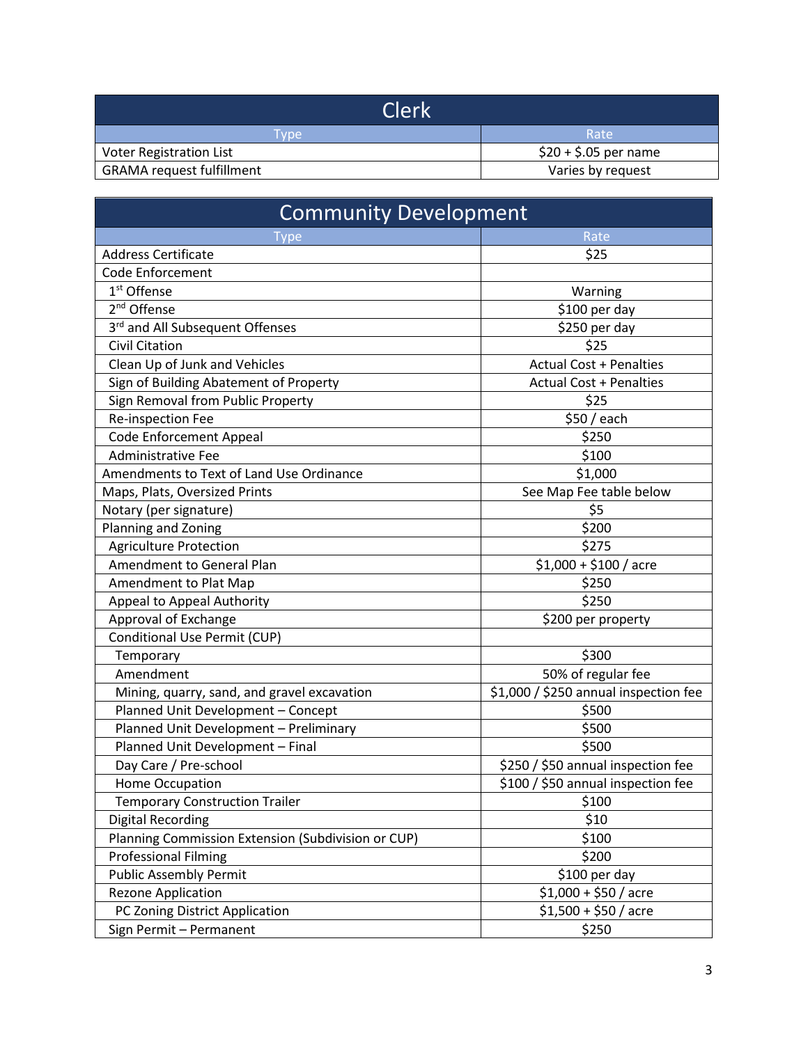## Clerk

| Type | Rate |
| --- | --- |
| Voter Registration List | $20 + $.05 per name |
| GRAMA request fulfillment | Varies by request |

## Community Development

| Type | Rate |
| --- | --- |
| Address Certificate | $25 |
| Code Enforcement | |
| 1st Offense | Warning |
| 2nd Offense | $100 per day |
| 3rd and All Subsequent Offenses | $250 per day |
| Civil Citation | $25 |
| Clean Up of Junk and Vehicles | Actual Cost + Penalties |
| Sign of Building Abatement of Property | Actual Cost + Penalties |
| Sign Removal from Public Property | $25 |
| Re-inspection Fee | $50 / each |
| Code Enforcement Appeal | $250 |
| Administrative Fee | $100 |
| Amendments to Text of Land Use Ordinance | $1,000 |
| Maps, Plats, Oversized Prints | See Map Fee table below |
| Notary (per signature) | $5 |
| Planning and Zoning | $200 |
| Agriculture Protection | $275 |
| Amendment to General Plan | $1,000 + $100 / acre |
| Amendment to Plat Map | $250 |
| Appeal to Appeal Authority | $250 |
| Approval of Exchange | $200 per property |
| Conditional Use Permit (CUP) | |
| Temporary | $300 |
| Amendment | 50% of regular fee |
| Mining, quarry, sand, and gravel excavation | $1,000 / $250 annual inspection fee |
| Planned Unit Development – Concept | $500 |
| Planned Unit Development – Preliminary | $500 |
| Planned Unit Development – Final | $500 |
| Day Care / Pre-school | $250 / $50 annual inspection fee |
| Home Occupation | $100 / $50 annual inspection fee |
| Temporary Construction Trailer | $100 |
| Digital Recording | $10 |
| Planning Commission Extension (Subdivision or CUP) | $100 |
| Professional Filming | $200 |
| Public Assembly Permit | $100 per day |
| Rezone Application | $1,000 + $50 / acre |
| PC Zoning District Application | $1,500 + $50 / acre |
| Sign Permit – Permanent | $250 |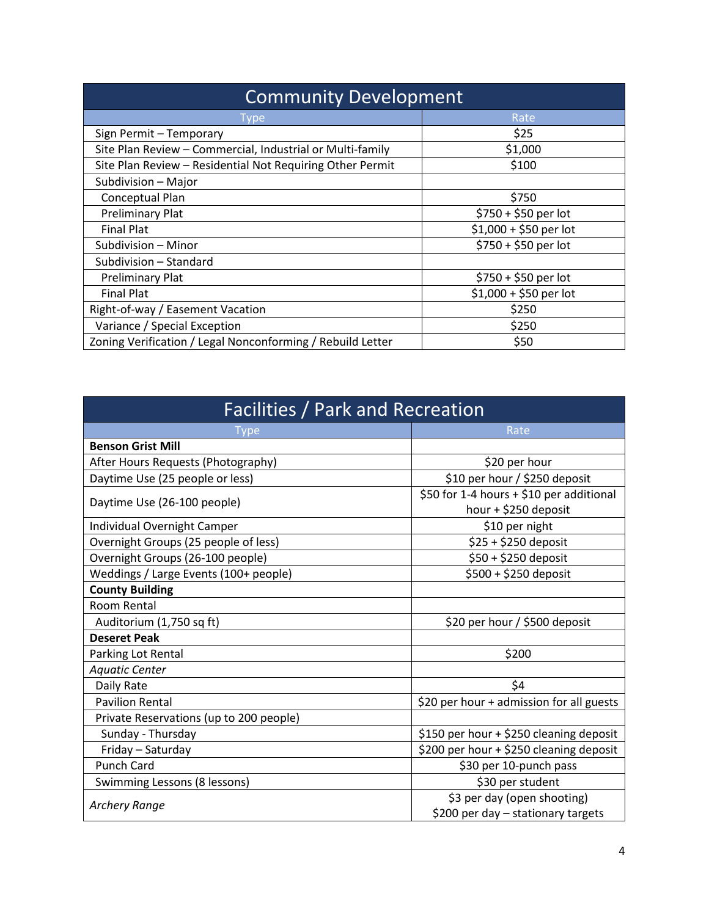## Community Development

| Type | Rate |
|---|---|
| Sign Permit – Temporary | $25 |
| Site Plan Review – Commercial, Industrial or Multi-family | $1,000 |
| Site Plan Review – Residential Not Requiring Other Permit | $100 |
| Subdivision – Major | |
| Conceptual Plan | $750 |
| Preliminary Plat | $750 + $50 per lot |
| Final Plat | $1,000 + $50 per lot |
| Subdivision – Minor | $750 + $50 per lot |
| Subdivision – Standard | |
| Preliminary Plat | $750 + $50 per lot |
| Final Plat | $1,000 + $50 per lot |
| Right-of-way / Easement Vacation | $250 |
| Variance / Special Exception | $250 |
| Zoning Verification / Legal Nonconforming / Rebuild Letter | $50 |

## Facilities / Park and Recreation

| Type | Rate |
|---|---|
| **Benson Grist Mill** | |
| After Hours Requests (Photography) | $20 per hour |
| Daytime Use (25 people or less) | $10 per hour / $250 deposit |
| Daytime Use (26-100 people) | $50 for 1-4 hours + $10 per additional hour + $250 deposit |
| Individual Overnight Camper | $10 per night |
| Overnight Groups (25 people of less) | $25 + $250 deposit |
| Overnight Groups (26-100 people) | $50 + $250 deposit |
| Weddings / Large Events (100+ people) | $500 + $250 deposit |
| **County Building** | |
| Room Rental | |
| Auditorium (1,750 sq ft) | $20 per hour / $500 deposit |
| **Deseret Peak** | |
| Parking Lot Rental | $200 |
| *Aquatic Center* | |
| Daily Rate | $4 |
| Pavilion Rental | $20 per hour + admission for all guests |
| Private Reservations (up to 200 people) | |
| Sunday - Thursday | $150 per hour + $250 cleaning deposit |
| Friday – Saturday | $200 per hour + $250 cleaning deposit |
| Punch Card | $30 per 10-punch pass |
| Swimming Lessons (8 lessons) | $30 per student |
| *Archery Range* | $3 per day (open shooting)<br>$200 per day – stationary targets |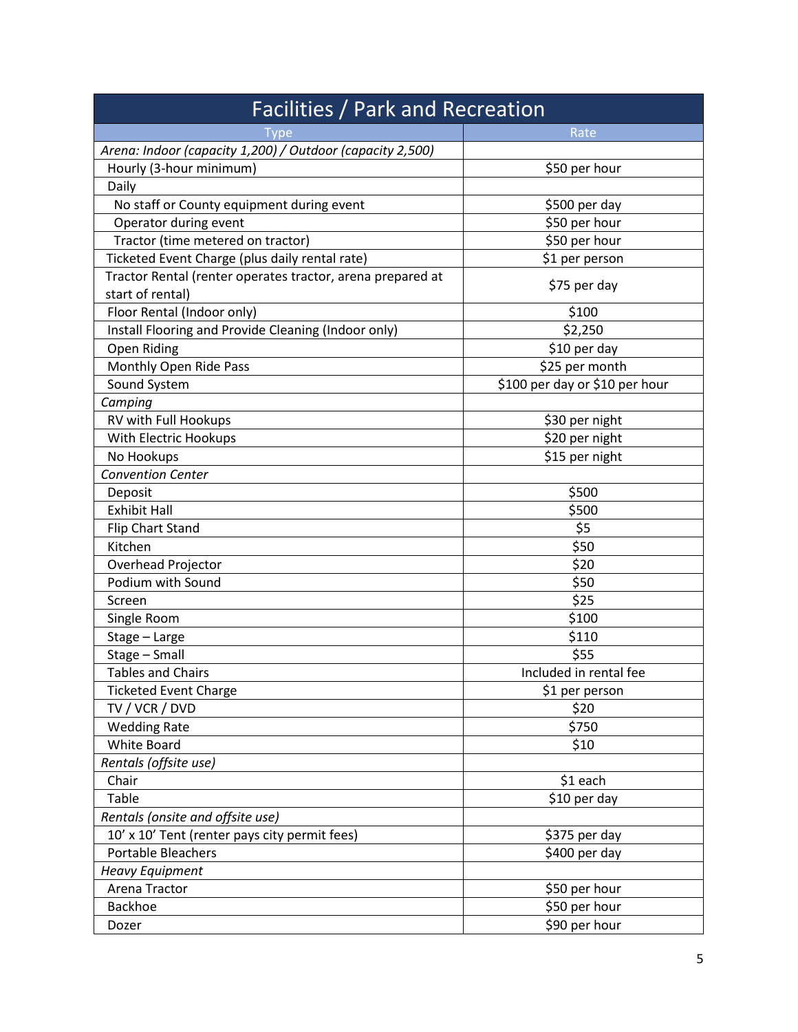| Facilities / Park and Recreation | |
|---|---|
| **Type** | **Rate** |
| *Arena: Indoor (capacity 1,200) / Outdoor (capacity 2,500)* | |
| Hourly (3-hour minimum) | $50 per hour |
| Daily | |
| No staff or County equipment during event | $500 per day |
| Operator during event | $50 per hour |
| Tractor (time metered on tractor) | $50 per hour |
| Ticketed Event Charge (plus daily rental rate) | $1 per person |
| Tractor Rental (renter operates tractor, arena prepared at start of rental) | $75 per day |
| Floor Rental (Indoor only) | $100 |
| Install Flooring and Provide Cleaning (Indoor only) | $2,250 |
| Open Riding | $10 per day |
| Monthly Open Ride Pass | $25 per month |
| Sound System | $100 per day or $10 per hour |
| *Camping* | |
| RV with Full Hookups | $30 per night |
| With Electric Hookups | $20 per night |
| No Hookups | $15 per night |
| *Convention Center* | |
| Deposit | $500 |
| Exhibit Hall | $500 |
| Flip Chart Stand | $5 |
| Kitchen | $50 |
| Overhead Projector | $20 |
| Podium with Sound | $50 |
| Screen | $25 |
| Single Room | $100 |
| Stage – Large | $110 |
| Stage – Small | $55 |
| Tables and Chairs | Included in rental fee |
| Ticketed Event Charge | $1 per person |
| TV / VCR / DVD | $20 |
| Wedding Rate | $750 |
| White Board | $10 |
| *Rentals (offsite use)* | |
| Chair | $1 each |
| Table | $10 per day |
| *Rentals (onsite and offsite use)* | |
| 10' x 10' Tent (renter pays city permit fees) | $375 per day |
| Portable Bleachers | $400 per day |
| *Heavy Equipment* | |
| Arena Tractor | $50 per hour |
| Backhoe | $50 per hour |
| Dozer | $90 per hour |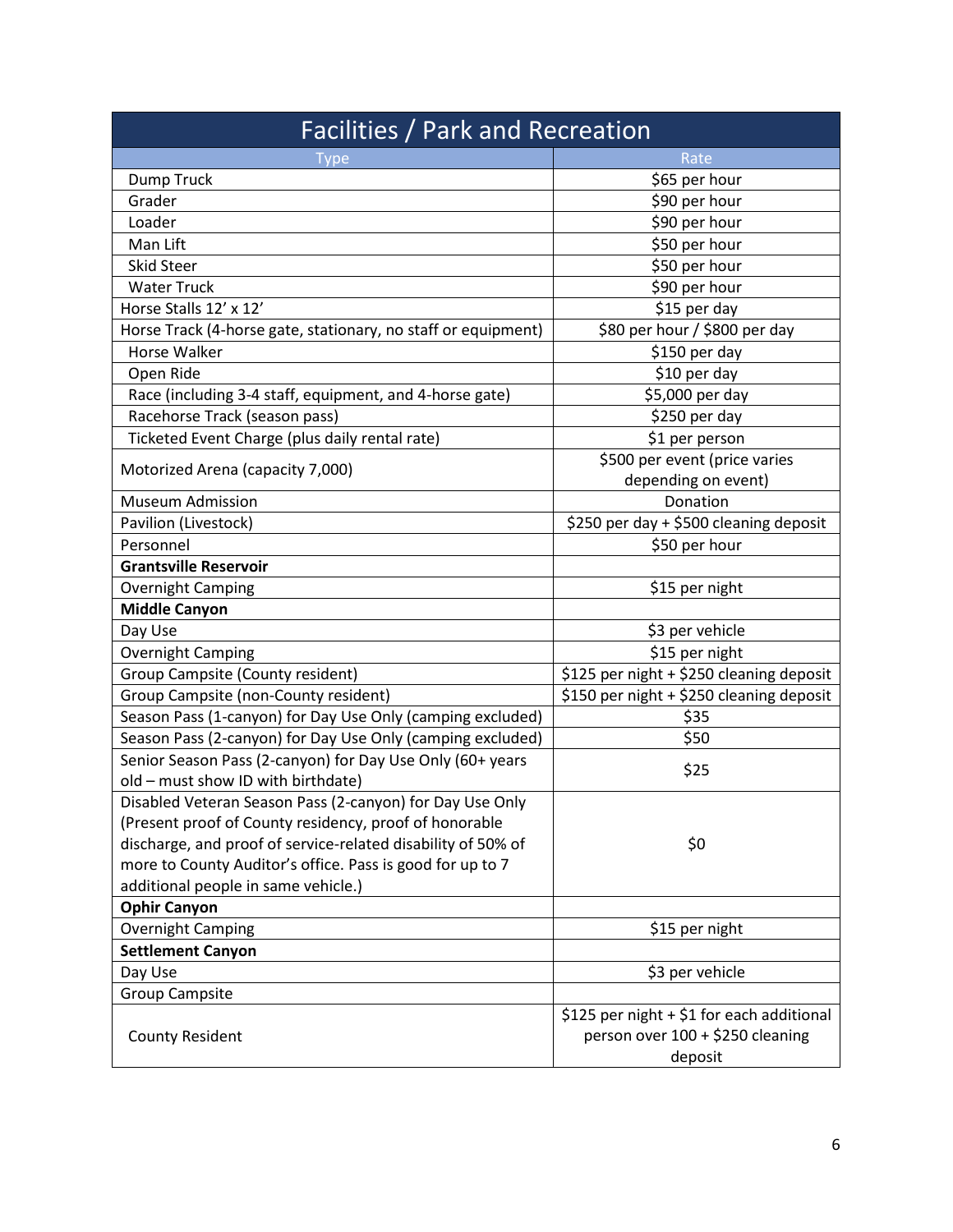| Facilities / Park and Recreation | |
|---|---|
| Type | Rate |
| Dump Truck | $65 per hour |
| Grader | $90 per hour |
| Loader | $90 per hour |
| Man Lift | $50 per hour |
| Skid Steer | $50 per hour |
| Water Truck | $90 per hour |
| Horse Stalls 12' x 12' | $15 per day |
| Horse Track (4-horse gate, stationary, no staff or equipment) | $80 per hour / $800 per day |
| Horse Walker | $150 per day |
| Open Ride | $10 per day |
| Race (including 3-4 staff, equipment, and 4-horse gate) | $5,000 per day |
| Racehorse Track (season pass) | $250 per day |
| Ticketed Event Charge (plus daily rental rate) | $1 per person |
| Motorized Arena (capacity 7,000) | $500 per event (price varies depending on event) |
| Museum Admission | Donation |
| Pavilion (Livestock) | $250 per day + $500 cleaning deposit |
| Personnel | $50 per hour |
| **Grantsville Reservoir** | |
| Overnight Camping | $15 per night |
| **Middle Canyon** | |
| Day Use | $3 per vehicle |
| Overnight Camping | $15 per night |
| Group Campsite (County resident) | $125 per night + $250 cleaning deposit |
| Group Campsite (non-County resident) | $150 per night + $250 cleaning deposit |
| Season Pass (1-canyon) for Day Use Only (camping excluded) | $35 |
| Season Pass (2-canyon) for Day Use Only (camping excluded) | $50 |
| Senior Season Pass (2-canyon) for Day Use Only (60+ years old – must show ID with birthdate) | $25 |
| Disabled Veteran Season Pass (2-canyon) for Day Use Only (Present proof of County residency, proof of honorable discharge, and proof of service-related disability of 50% of more to County Auditor's office. Pass is good for up to 7 additional people in same vehicle.) | $0 |
| **Ophir Canyon** | |
| Overnight Camping | $15 per night |
| **Settlement Canyon** | |
| Day Use | $3 per vehicle |
| Group Campsite | |
| County Resident | $125 per night + $1 for each additional person over 100 + $250 cleaning deposit |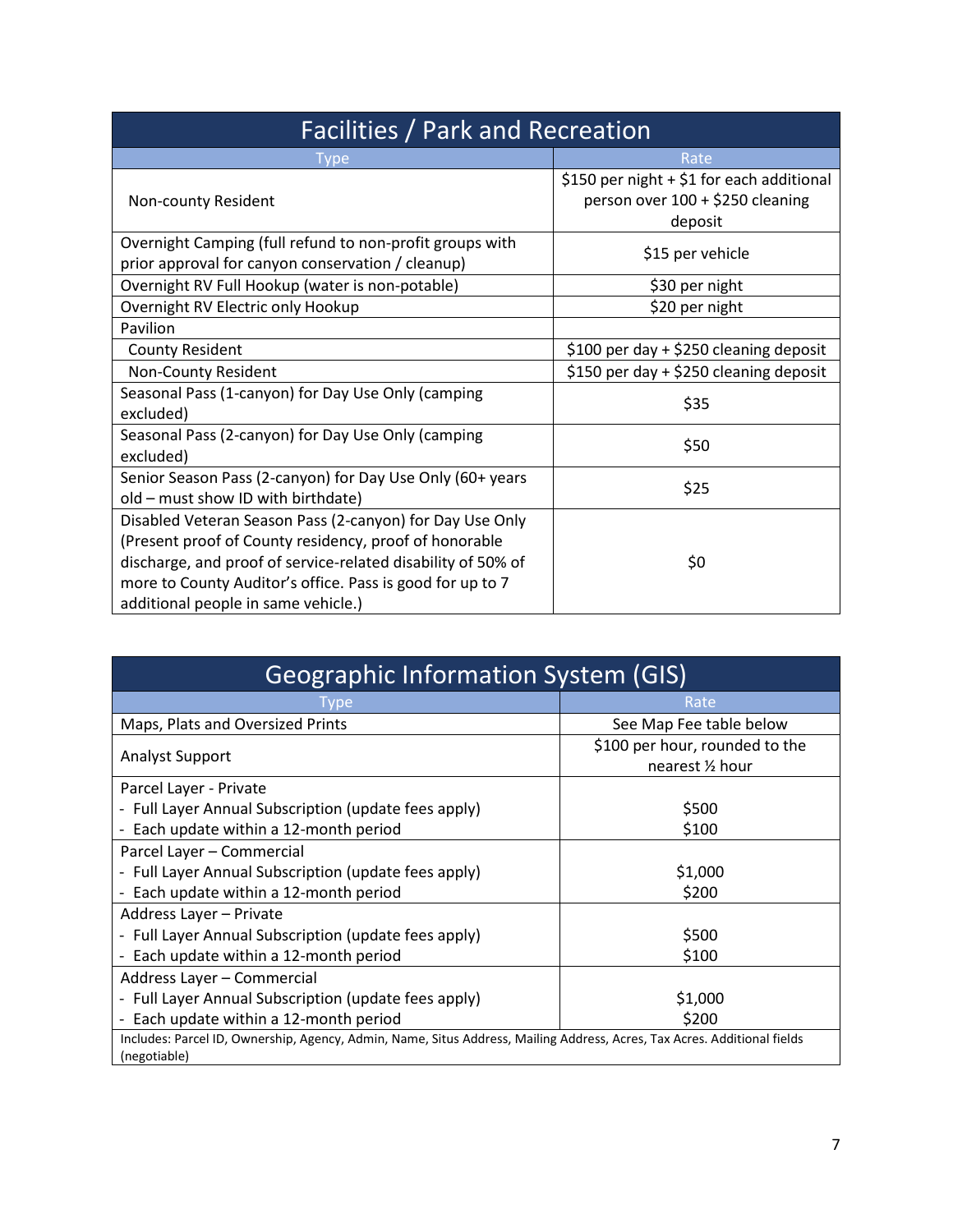## Facilities / Park and Recreation

| Type | Rate |
|---|---|
| Non-county Resident | \$150 per night + \$1 for each additional person over 100 + \$250 cleaning deposit |
| Overnight Camping (full refund to non-profit groups with prior approval for canyon conservation / cleanup) | \$15 per vehicle |
| Overnight RV Full Hookup (water is non-potable) | \$30 per night |
| Overnight RV Electric only Hookup | \$20 per night |
| Pavilion | |
| County Resident | \$100 per day + \$250 cleaning deposit |
| Non-County Resident | \$150 per day + \$250 cleaning deposit |
| Seasonal Pass (1-canyon) for Day Use Only (camping excluded) | \$35 |
| Seasonal Pass (2-canyon) for Day Use Only (camping excluded) | \$50 |
| Senior Season Pass (2-canyon) for Day Use Only (60+ years old – must show ID with birthdate) | \$25 |
| Disabled Veteran Season Pass (2-canyon) for Day Use Only (Present proof of County residency, proof of honorable discharge, and proof of service-related disability of 50% of more to County Auditor's office. Pass is good for up to 7 additional people in same vehicle.) | \$0 |

## Geographic Information System (GIS)

| Type | Rate |
|---|---|
| Maps, Plats and Oversized Prints | See Map Fee table below |
| Analyst Support | \$100 per hour, rounded to the nearest ½ hour |
| Parcel Layer - Private<br>- Full Layer Annual Subscription (update fees apply)<br>- Each update within a 12-month period | <br>\$500<br>\$100 |
| Parcel Layer – Commercial<br>- Full Layer Annual Subscription (update fees apply)<br>- Each update within a 12-month period | <br>\$1,000<br>\$200 |
| Address Layer – Private<br>- Full Layer Annual Subscription (update fees apply)<br>- Each update within a 12-month period | <br>\$500<br>\$100 |
| Address Layer – Commercial<br>- Full Layer Annual Subscription (update fees apply)<br>- Each update within a 12-month period | <br>\$1,000<br>\$200 |
| Includes: Parcel ID, Ownership, Agency, Admin, Name, Situs Address, Mailing Address, Acres, Tax Acres. Additional fields (negotiable) | |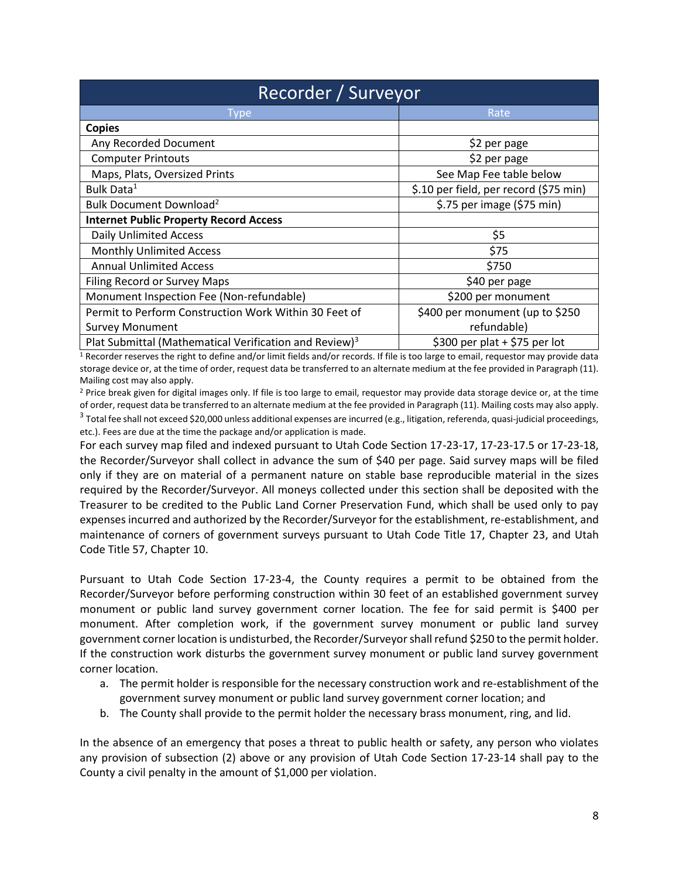| Recorder / Surveyor | |
|---|---|
| Type | Rate |
| **Copies** | |
| Any Recorded Document | $2 per page |
| Computer Printouts | $2 per page |
| Maps, Plats, Oversized Prints | See Map Fee table below |
| Bulk Data[1] | $.10 per field, per record ($75 min) |
| Bulk Document Download[2] | $.75 per image ($75 min) |
| **Internet Public Property Record Access** | |
| Daily Unlimited Access | $5 |
| Monthly Unlimited Access | $75 |
| Annual Unlimited Access | $750 |
| Filing Record or Survey Maps | $40 per page |
| Monument Inspection Fee (Non-refundable) | $200 per monument |
| Permit to Perform Construction Work Within 30 Feet of Survey Monument | $400 per monument (up to $250 refundable) |
| Plat Submittal (Mathematical Verification and Review)[3] | $300 per plat + $75 per lot |

[1] Recorder reserves the right to define and/or limit fields and/or records. If file is too large to email, requestor may provide data storage device or, at the time of order, request data be transferred to an alternate medium at the fee provided in Paragraph (11). Mailing cost may also apply.

[2] Price break given for digital images only. If file is too large to email, requestor may provide data storage device or, at the time of order, request data be transferred to an alternate medium at the fee provided in Paragraph (11). Mailing costs may also apply.

[3] Total fee shall not exceed $20,000 unless additional expenses are incurred (e.g., litigation, referenda, quasi-judicial proceedings, etc.). Fees are due at the time the package and/or application is made.

For each survey map filed and indexed pursuant to Utah Code Section 17-23-17, 17-23-17.5 or 17-23-18, the Recorder/Surveyor shall collect in advance the sum of $40 per page. Said survey maps will be filed only if they are on material of a permanent nature on stable base reproducible material in the sizes required by the Recorder/Surveyor. All moneys collected under this section shall be deposited with the Treasurer to be credited to the Public Land Corner Preservation Fund, which shall be used only to pay expenses incurred and authorized by the Recorder/Surveyor for the establishment, re-establishment, and maintenance of corners of government surveys pursuant to Utah Code Title 17, Chapter 23, and Utah Code Title 57, Chapter 10.

Pursuant to Utah Code Section 17-23-4, the County requires a permit to be obtained from the Recorder/Surveyor before performing construction within 30 feet of an established government survey monument or public land survey government corner location. The fee for said permit is $400 per monument. After completion work, if the government survey monument or public land survey government corner location is undisturbed, the Recorder/Surveyor shall refund $250 to the permit holder. If the construction work disturbs the government survey monument or public land survey government corner location.

a. The permit holder is responsible for the necessary construction work and re-establishment of the government survey monument or public land survey government corner location; and
b. The County shall provide to the permit holder the necessary brass monument, ring, and lid.

In the absence of an emergency that poses a threat to public health or safety, any person who violates any provision of subsection (2) above or any provision of Utah Code Section 17-23-14 shall pay to the County a civil penalty in the amount of $1,000 per violation.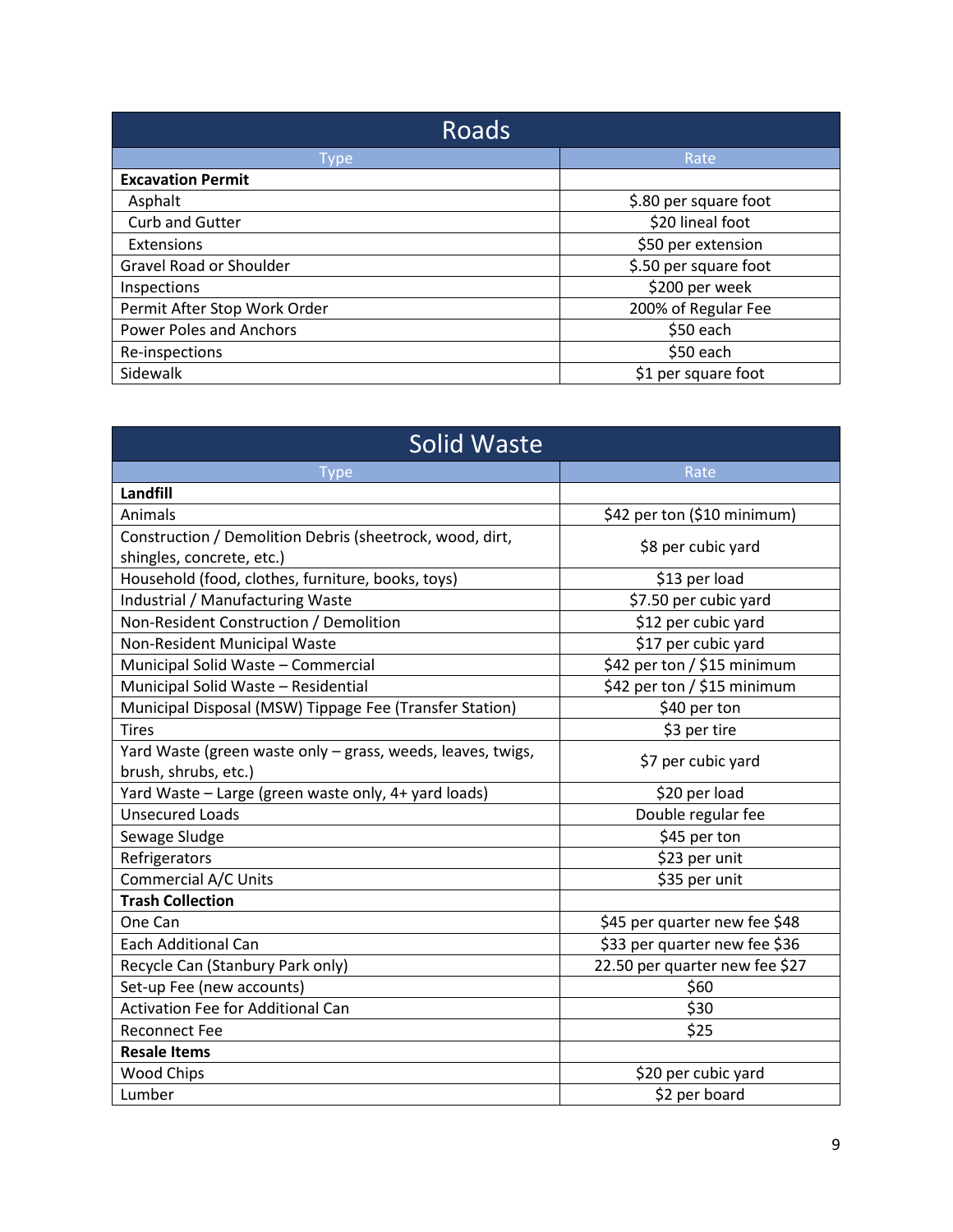## Roads

| Type | Rate |
| --- | --- |
| **Excavation Permit** | |
| Asphalt | $.80 per square foot |
| Curb and Gutter | $20 lineal foot |
| Extensions | $50 per extension |
| Gravel Road or Shoulder | $.50 per square foot |
| Inspections | $200 per week |
| Permit After Stop Work Order | 200% of Regular Fee |
| Power Poles and Anchors | $50 each |
| Re-inspections | $50 each |
| Sidewalk | $1 per square foot |

## Solid Waste

| Type | Rate |
| --- | --- |
| **Landfill** | |
| Animals | $42 per ton ($10 minimum) |
| Construction / Demolition Debris (sheetrock, wood, dirt, shingles, concrete, etc.) | $8 per cubic yard |
| Household (food, clothes, furniture, books, toys) | $13 per load |
| Industrial / Manufacturing Waste | $7.50 per cubic yard |
| Non-Resident Construction / Demolition | $12 per cubic yard |
| Non-Resident Municipal Waste | $17 per cubic yard |
| Municipal Solid Waste – Commercial | $42 per ton / $15 minimum |
| Municipal Solid Waste – Residential | $42 per ton / $15 minimum |
| Municipal Disposal (MSW) Tippage Fee (Transfer Station) | $40 per ton |
| Tires | $3 per tire |
| Yard Waste (green waste only – grass, weeds, leaves, twigs, brush, shrubs, etc.) | $7 per cubic yard |
| Yard Waste – Large (green waste only, 4+ yard loads) | $20 per load |
| Unsecured Loads | Double regular fee |
| Sewage Sludge | $45 per ton |
| Refrigerators | $23 per unit |
| Commercial A/C Units | $35 per unit |
| **Trash Collection** | |
| One Can | $45 per quarter new fee $48 |
| Each Additional Can | $33 per quarter new fee $36 |
| Recycle Can (Stanbury Park only) | 22.50 per quarter new fee $27 |
| Set-up Fee (new accounts) | $60 |
| Activation Fee for Additional Can | $30 |
| Reconnect Fee | $25 |
| **Resale Items** | |
| Wood Chips | $20 per cubic yard |
| Lumber | $2 per board |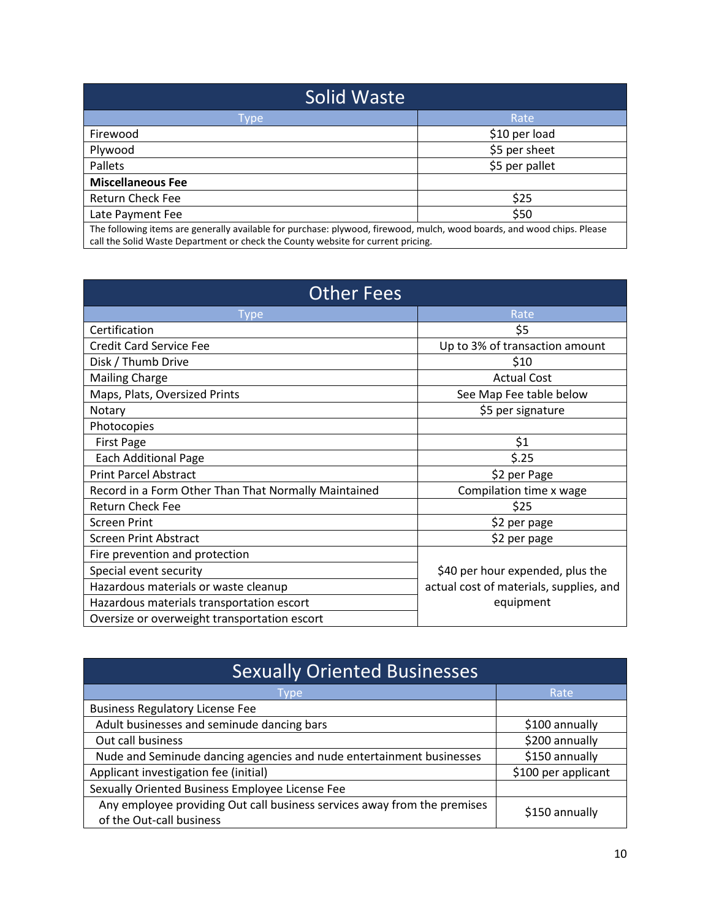## Solid Waste

| Type | Rate |
|---|---|
| Firewood | $10 per load |
| Plywood | $5 per sheet |
| Pallets | $5 per pallet |
| **Miscellaneous Fee** | |
| Return Check Fee | $25 |
| Late Payment Fee | $50 |
| The following items are generally available for purchase: plywood, firewood, mulch, wood boards, and wood chips. Please call the Solid Waste Department or check the County website for current pricing. | |

## Other Fees

| Type | Rate |
|---|---|
| Certification | $5 |
| Credit Card Service Fee | Up to 3% of transaction amount |
| Disk / Thumb Drive | $10 |
| Mailing Charge | Actual Cost |
| Maps, Plats, Oversized Prints | See Map Fee table below |
| Notary | $5 per signature |
| Photocopies | |
| First Page | $1 |
| Each Additional Page | $.25 |
| Print Parcel Abstract | $2 per Page |
| Record in a Form Other Than That Normally Maintained | Compilation time x wage |
| Return Check Fee | $25 |
| Screen Print | $2 per page |
| Screen Print Abstract | $2 per page |
| Fire prevention and protection | $40 per hour expended, plus the actual cost of materials, supplies, and equipment |
| Special event security | |
| Hazardous materials or waste cleanup | |
| Hazardous materials transportation escort | |
| Oversize or overweight transportation escort | |

## Sexually Oriented Businesses

| Type | Rate |
|---|---|
| Business Regulatory License Fee | |
| Adult businesses and seminude dancing bars | $100 annually |
| Out call business | $200 annually |
| Nude and Seminude dancing agencies and nude entertainment businesses | $150 annually |
| Applicant investigation fee (initial) | $100 per applicant |
| Sexually Oriented Business Employee License Fee | |
| Any employee providing Out call business services away from the premises of the Out-call business | $150 annually |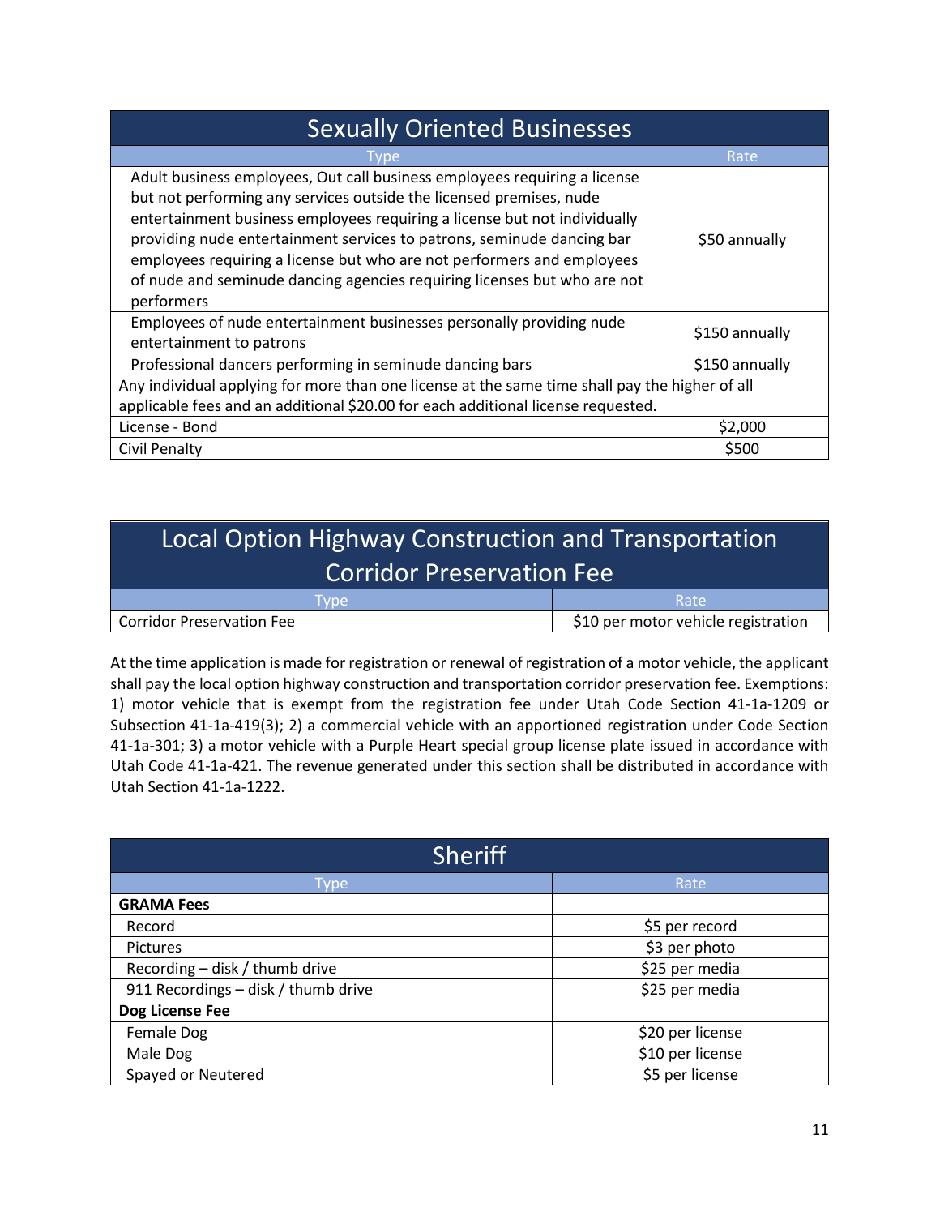## Sexually Oriented Businesses

| Type | Rate |
| --- | --- |
| Adult business employees, Out call business employees requiring a license but not performing any services outside the licensed premises, nude entertainment business employees requiring a license but not individually providing nude entertainment services to patrons, seminude dancing bar employees requiring a license but who are not performers and employees of nude and seminude dancing agencies requiring licenses but who are not performers | $50 annually |
| Employees of nude entertainment businesses personally providing nude entertainment to patrons | $150 annually |
| Professional dancers performing in seminude dancing bars | $150 annually |
| Any individual applying for more than one license at the same time shall pay the higher of all applicable fees and an additional $20.00 for each additional license requested. | |
| License - Bond | $2,000 |
| Civil Penalty | $500 |

## Local Option Highway Construction and Transportation Corridor Preservation Fee

| Type | Rate |
| --- | --- |
| Corridor Preservation Fee | $10 per motor vehicle registration |

At the time application is made for registration or renewal of registration of a motor vehicle, the applicant shall pay the local option highway construction and transportation corridor preservation fee. Exemptions: 1) motor vehicle that is exempt from the registration fee under Utah Code Section 41-1a-1209 or Subsection 41-1a-419(3); 2) a commercial vehicle with an apportioned registration under Code Section 41-1a-301; 3) a motor vehicle with a Purple Heart special group license plate issued in accordance with Utah Code 41-1a-421. The revenue generated under this section shall be distributed in accordance with Utah Section 41-1a-1222.

## Sheriff

| Type | Rate |
| --- | --- |
| **GRAMA Fees** | |
| Record | $5 per record |
| Pictures | $3 per photo |
| Recording – disk / thumb drive | $25 per media |
| 911 Recordings – disk / thumb drive | $25 per media |
| **Dog License Fee** | |
| Female Dog | $20 per license |
| Male Dog | $10 per license |
| Spayed or Neutered | $5 per license |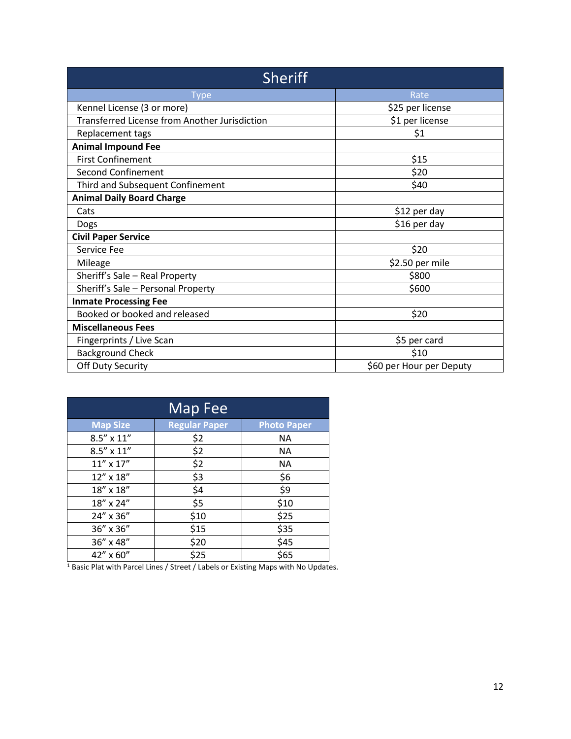| Sheriff | |
|---|---|
| **Type** | **Rate** |
| Kennel License (3 or more) | $25 per license |
| Transferred License from Another Jurisdiction | $1 per license |
| Replacement tags | $1 |
| **Animal Impound Fee** | |
| First Confinement | $15 |
| Second Confinement | $20 |
| Third and Subsequent Confinement | $40 |
| **Animal Daily Board Charge** | |
| Cats | $12 per day |
| Dogs | $16 per day |
| **Civil Paper Service** | |
| Service Fee | $20 |
| Mileage | $2.50 per mile |
| Sheriff's Sale – Real Property | $800 |
| Sheriff's Sale – Personal Property | $600 |
| **Inmate Processing Fee** | |
| Booked or booked and released | $20 |
| **Miscellaneous Fees** | |
| Fingerprints / Live Scan | $5 per card |
| Background Check | $10 |
| Off Duty Security | $60 per Hour per Deputy |

| Map Fee | | |
|---|---|---|
| **Map Size** | **Regular Paper** | **Photo Paper** |
| 8.5" x 11" | $2 | NA |
| 8.5" x 11" | $2 | NA |
| 11" x 17" | $2 | NA |
| 12" x 18" | $3 | $6 |
| 18" x 18" | $4 | $9 |
| 18" x 24" | $5 | $10 |
| 24" x 36" | $10 | $25 |
| 36" x 36" | $15 | $35 |
| 36" x 48" | $20 | $45 |
| 42" x 60" | $25 | $65 |

[1] Basic Plat with Parcel Lines / Street / Labels or Existing Maps with No Updates.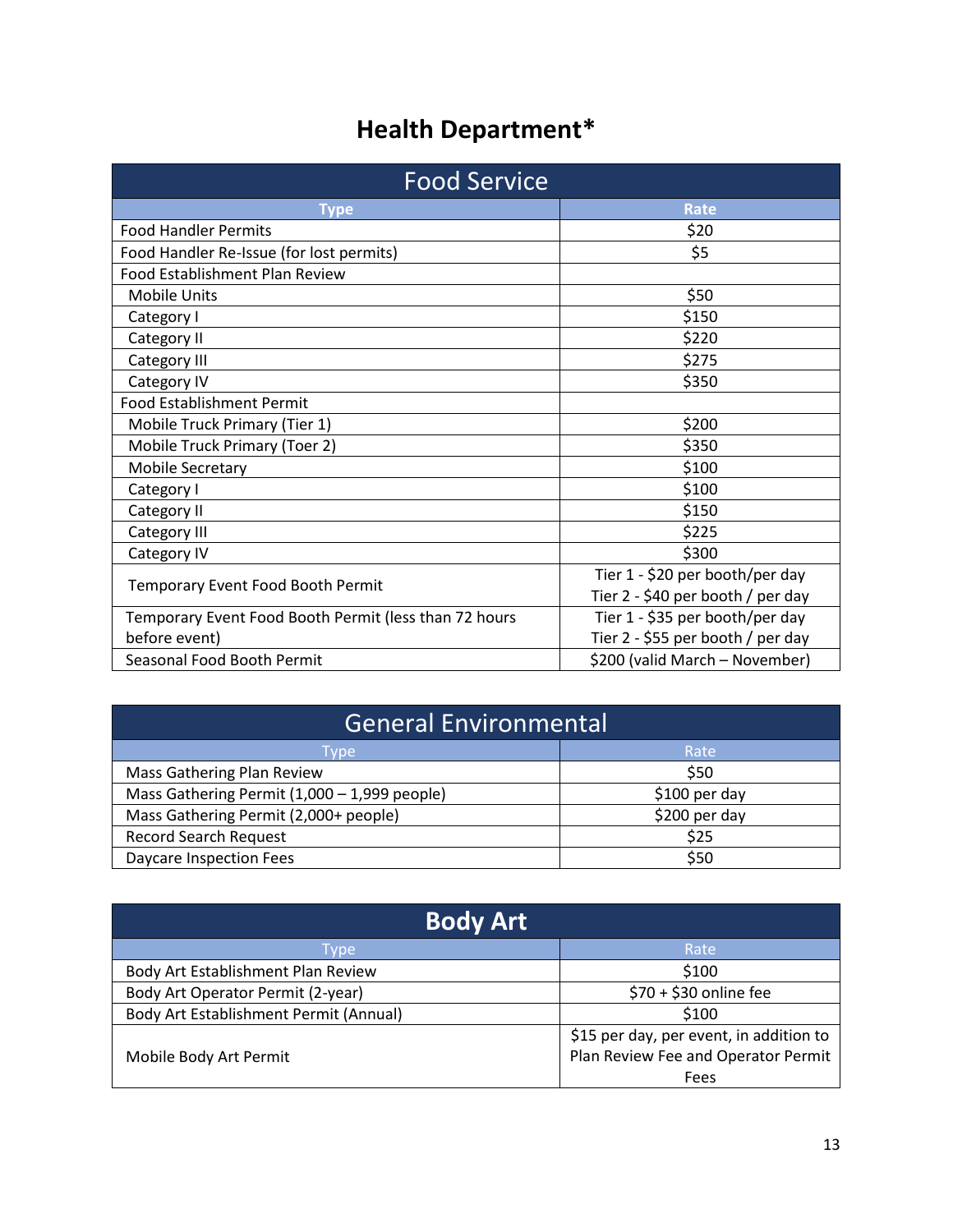# Health Department*

| Food Service | |
|---|---|
| **Type** | **Rate** |
| Food Handler Permits | $20 |
| Food Handler Re-Issue (for lost permits) | $5 |
| Food Establishment Plan Review | |
| Mobile Units | $50 |
| Category I | $150 |
| Category II | $220 |
| Category III | $275 |
| Category IV | $350 |
| Food Establishment Permit | |
| Mobile Truck Primary (Tier 1) | $200 |
| Mobile Truck Primary (Toer 2) | $350 |
| Mobile Secretary | $100 |
| Category I | $100 |
| Category II | $150 |
| Category III | $225 |
| Category IV | $300 |
| Temporary Event Food Booth Permit | Tier 1 - $20 per booth/per day<br>Tier 2 - $40 per booth / per day |
| Temporary Event Food Booth Permit (less than 72 hours before event) | Tier 1 - $35 per booth/per day<br>Tier 2 - $55 per booth / per day |
| Seasonal Food Booth Permit | $200 (valid March – November) |

| General Environmental | |
|---|---|
| Type | Rate |
| Mass Gathering Plan Review | $50 |
| Mass Gathering Permit (1,000 – 1,999 people) | $100 per day |
| Mass Gathering Permit (2,000+ people) | $200 per day |
| Record Search Request | $25 |
| Daycare Inspection Fees | $50 |

| Body Art | |
|---|---|
| Type | Rate |
| Body Art Establishment Plan Review | $100 |
| Body Art Operator Permit (2-year) | $70 + $30 online fee |
| Body Art Establishment Permit (Annual) | $100 |
| Mobile Body Art Permit | $15 per day, per event, in addition to Plan Review Fee and Operator Permit Fees |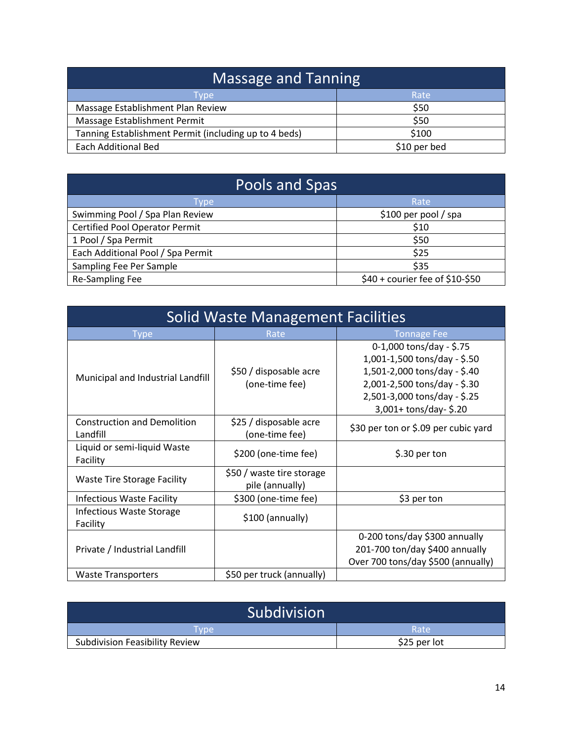## Massage and Tanning

| Type | Rate |
|---|---|
| Massage Establishment Plan Review | $50 |
| Massage Establishment Permit | $50 |
| Tanning Establishment Permit (including up to 4 beds) | $100 |
| Each Additional Bed | $10 per bed |

## Pools and Spas

| Type | Rate |
|---|---|
| Swimming Pool / Spa Plan Review | $100 per pool / spa |
| Certified Pool Operator Permit | $10 |
| 1 Pool / Spa Permit | $50 |
| Each Additional Pool / Spa Permit | $25 |
| Sampling Fee Per Sample | $35 |
| Re-Sampling Fee | $40 + courier fee of $10-$50 |

## Solid Waste Management Facilities

| Type | Rate | Tonnage Fee |
|---|---|---|
| Municipal and Industrial Landfill | $50 / disposable acre (one-time fee) | 0-1,000 tons/day - $.75<br>1,001-1,500 tons/day - $.50<br>1,501-2,000 tons/day - $.40<br>2,001-2,500 tons/day - $.30<br>2,501-3,000 tons/day - $.25<br>3,001+ tons/day- $.20 |
| Construction and Demolition Landfill | $25 / disposable acre (one-time fee) | $30 per ton or $.09 per cubic yard |
| Liquid or semi-liquid Waste Facility | $200 (one-time fee) | $.30 per ton |
| Waste Tire Storage Facility | $50 / waste tire storage pile (annually) | |
| Infectious Waste Facility | $300 (one-time fee) | $3 per ton |
| Infectious Waste Storage Facility | $100 (annually) | |
| Private / Industrial Landfill | | 0-200 tons/day $300 annually<br>201-700 ton/day $400 annually<br>Over 700 tons/day $500 (annually) |
| Waste Transporters | $50 per truck (annually) | |

## Subdivision

| Type | Rate |
|---|---|
| Subdivision Feasibility Review | $25 per lot |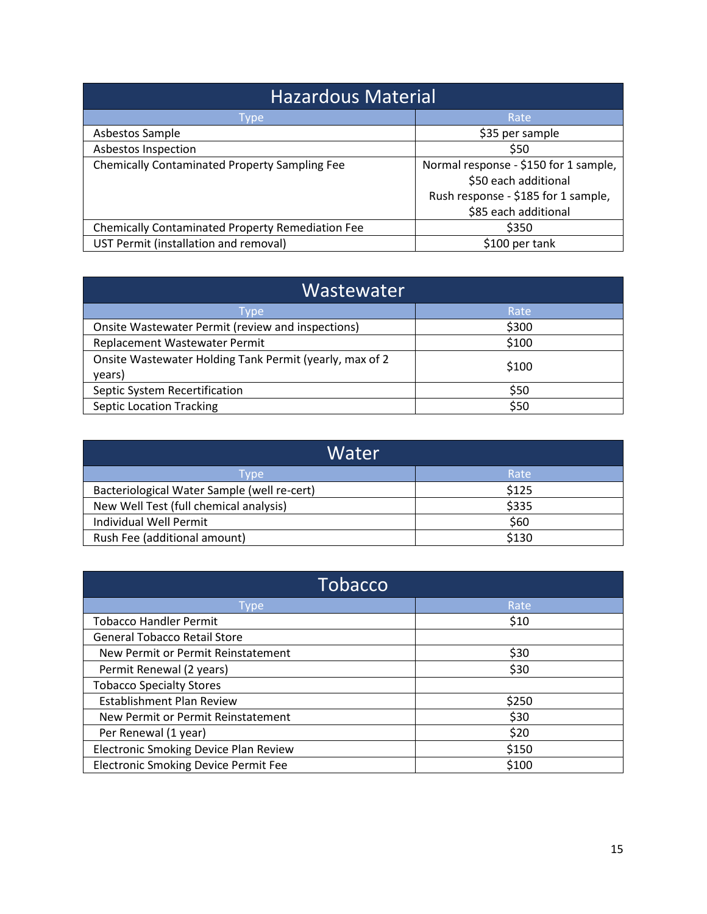## Hazardous Material

| Type | Rate |
|---|---|
| Asbestos Sample | $35 per sample |
| Asbestos Inspection | $50 |
| Chemically Contaminated Property Sampling Fee | Normal response - $150 for 1 sample, $50 each additional<br>Rush response - $185 for 1 sample, $85 each additional |
| Chemically Contaminated Property Remediation Fee | $350 |
| UST Permit (installation and removal) | $100 per tank |

## Wastewater

| Type | Rate |
|---|---|
| Onsite Wastewater Permit (review and inspections) | $300 |
| Replacement Wastewater Permit | $100 |
| Onsite Wastewater Holding Tank Permit (yearly, max of 2 years) | $100 |
| Septic System Recertification | $50 |
| Septic Location Tracking | $50 |

## Water

| Type | Rate |
|---|---|
| Bacteriological Water Sample (well re-cert) | $125 |
| New Well Test (full chemical analysis) | $335 |
| Individual Well Permit | $60 |
| Rush Fee (additional amount) | $130 |

## Tobacco

| Type | Rate |
|---|---|
| Tobacco Handler Permit | $10 |
| General Tobacco Retail Store | |
| New Permit or Permit Reinstatement | $30 |
| Permit Renewal (2 years) | $30 |
| Tobacco Specialty Stores | |
| Establishment Plan Review | $250 |
| New Permit or Permit Reinstatement | $30 |
| Per Renewal (1 year) | $20 |
| Electronic Smoking Device Plan Review | $150 |
| Electronic Smoking Device Permit Fee | $100 |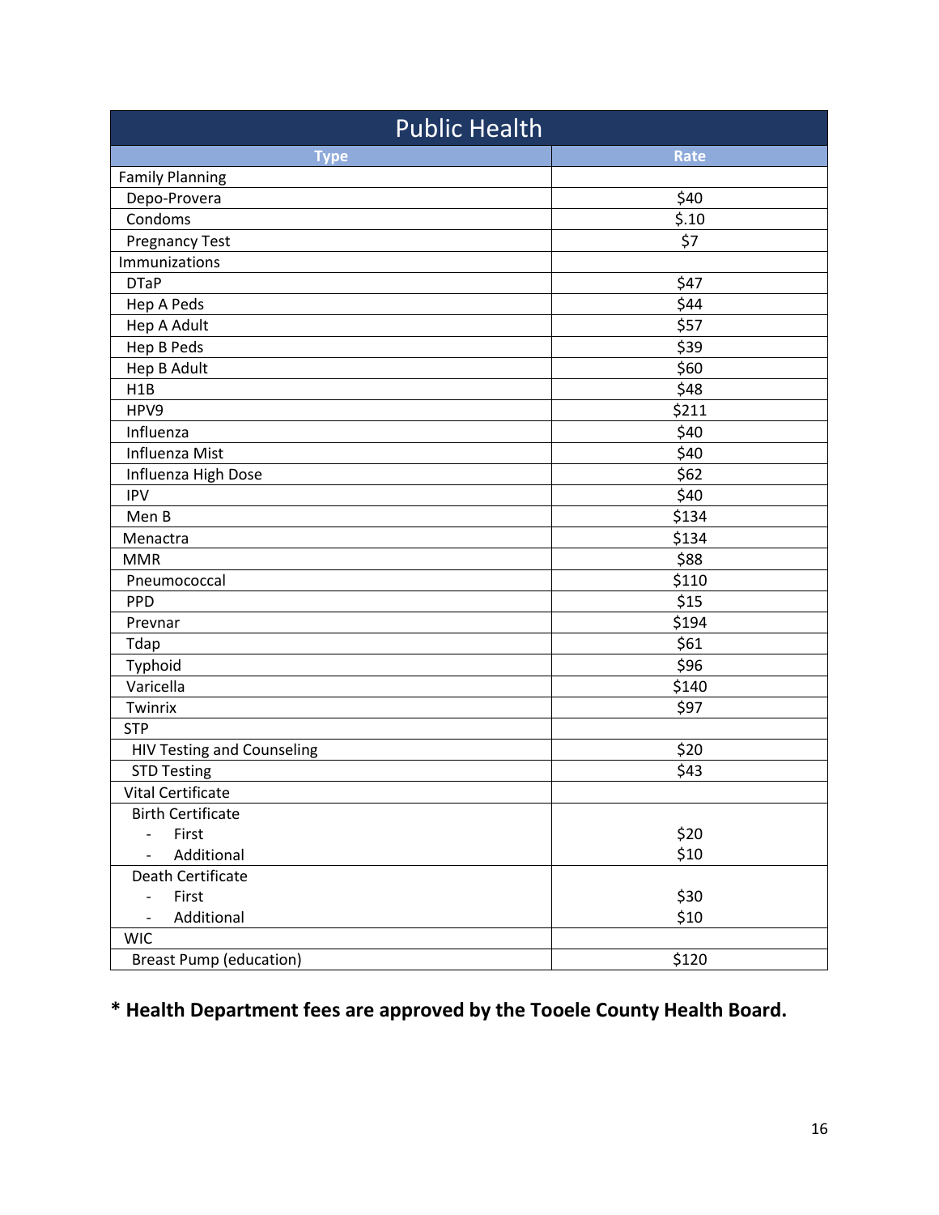| Public Health | |
|---|---|
| **Type** | **Rate** |
| Family Planning | |
| Depo-Provera | $40 |
| Condoms | $.10 |
| Pregnancy Test | $7 |
| Immunizations | |
| DTaP | $47 |
| Hep A Peds | $44 |
| Hep A Adult | $57 |
| Hep B Peds | $39 |
| Hep B Adult | $60 |
| H1B | $48 |
| HPV9 | $211 |
| Influenza | $40 |
| Influenza Mist | $40 |
| Influenza High Dose | $62 |
| IPV | $40 |
| Men B | $134 |
| Menactra | $134 |
| MMR | $88 |
| Pneumococcal | $110 |
| PPD | $15 |
| Prevnar | $194 |
| Tdap | $61 |
| Typhoid | $96 |
| Varicella | $140 |
| Twinrix | $97 |
| STP | |
| HIV Testing and Counseling | $20 |
| STD Testing | $43 |
| Vital Certificate | |
| Birth Certificate<br>- First<br>- Additional | <br>$20<br>$10 |
| Death Certificate<br>- First<br>- Additional | <br>$30<br>$10 |
| WIC | |
| Breast Pump (education) | $120 |

**\* Health Department fees are approved by the Tooele County Health Board.**